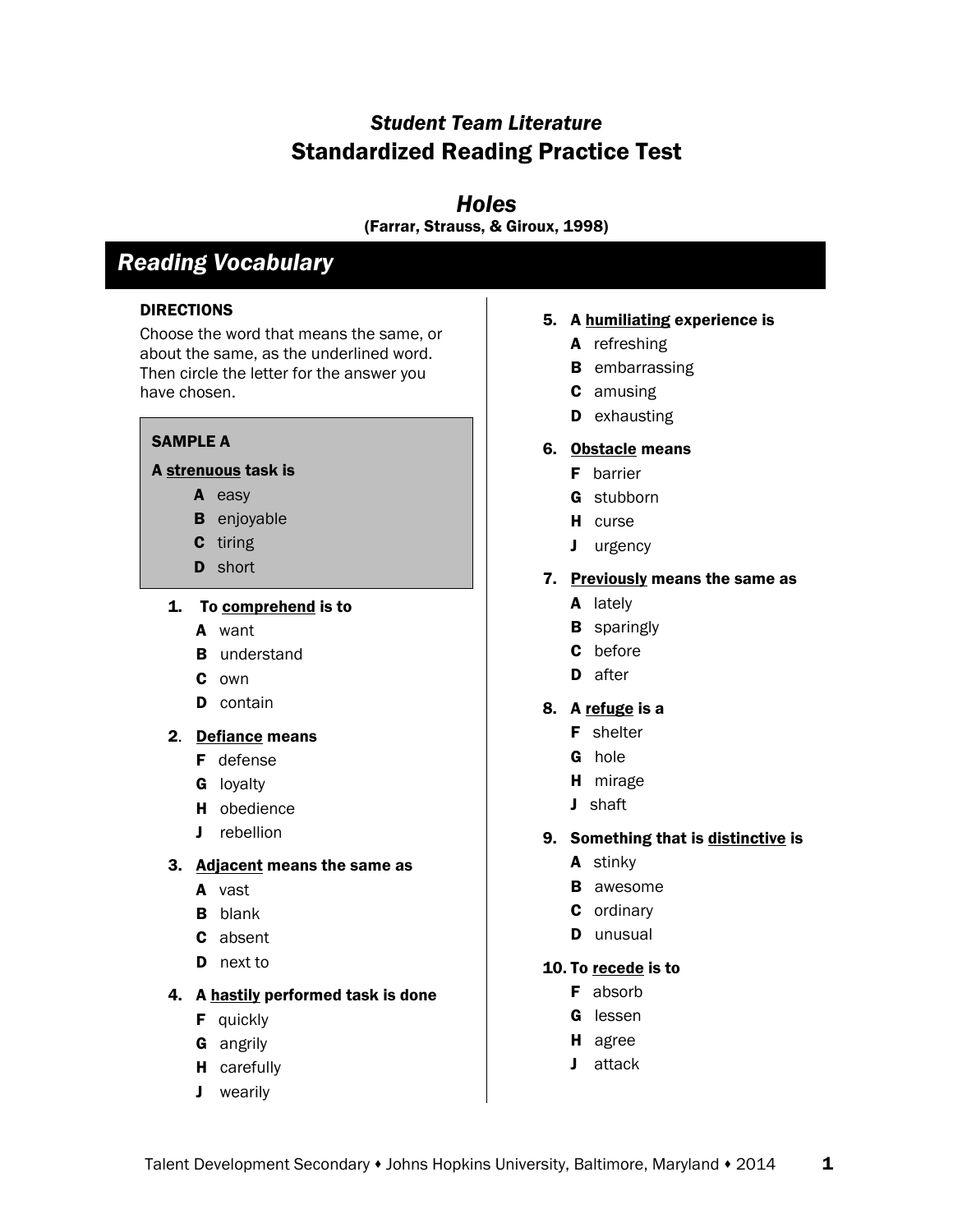### *Student Team Literature*

## Standardized Reading Practice Test

### *Holes*

**(Farrar, Strauss, & Giroux, 1998)**

## *Reading Vocabulary*

**DIRECTIONS**

Choose the word that means the same, or about the same, as the underlined word. Then circle the letter for the answer you have chosen.

**SAMPLE A**

**A <u>strenuous</u> task is**

- **A** easy
- **B** enjoyable
- **C** tiring
- **D** short

**1. To <u>comprehend</u> is to**

- **A** want
- **B** understand
- **C** own
- **D** contain

**2. <u>Defiance</u> means**

- **F** defense
- **G** loyalty
- **H** obedience
- **J** rebellion

**3. <u>Adjacent</u> means the same as**

- **A** vast
- **B** blank
- **C** absent
- **D** next to

**4. A <u>hastily</u> performed task is done**

- **F** quickly
- **G** angrily
- **H** carefully
- **J** wearily

**5. A <u>humiliating</u> experience is**

- **A** refreshing
- **B** embarrassing
- **C** amusing
- **D** exhausting

**6. <u>Obstacle</u> means**

- **F** barrier
- **G** stubborn
- **H** curse
- **J** urgency

**7. <u>Previously</u> means the same as**

- **A** lately
- **B** sparingly
- **C** before
- **D** after

**8. A <u>refuge</u> is a**

- **F** shelter
- **G** hole
- **H** mirage
- **J** shaft

**9. Something that is <u>distinctive</u> is**

- **A** stinky
- **B** awesome
- **C** ordinary
- **D** unusual

**10. To <u>recede</u> is to**

- **F** absorb
- **G** lessen
- **H** agree
- **J** attack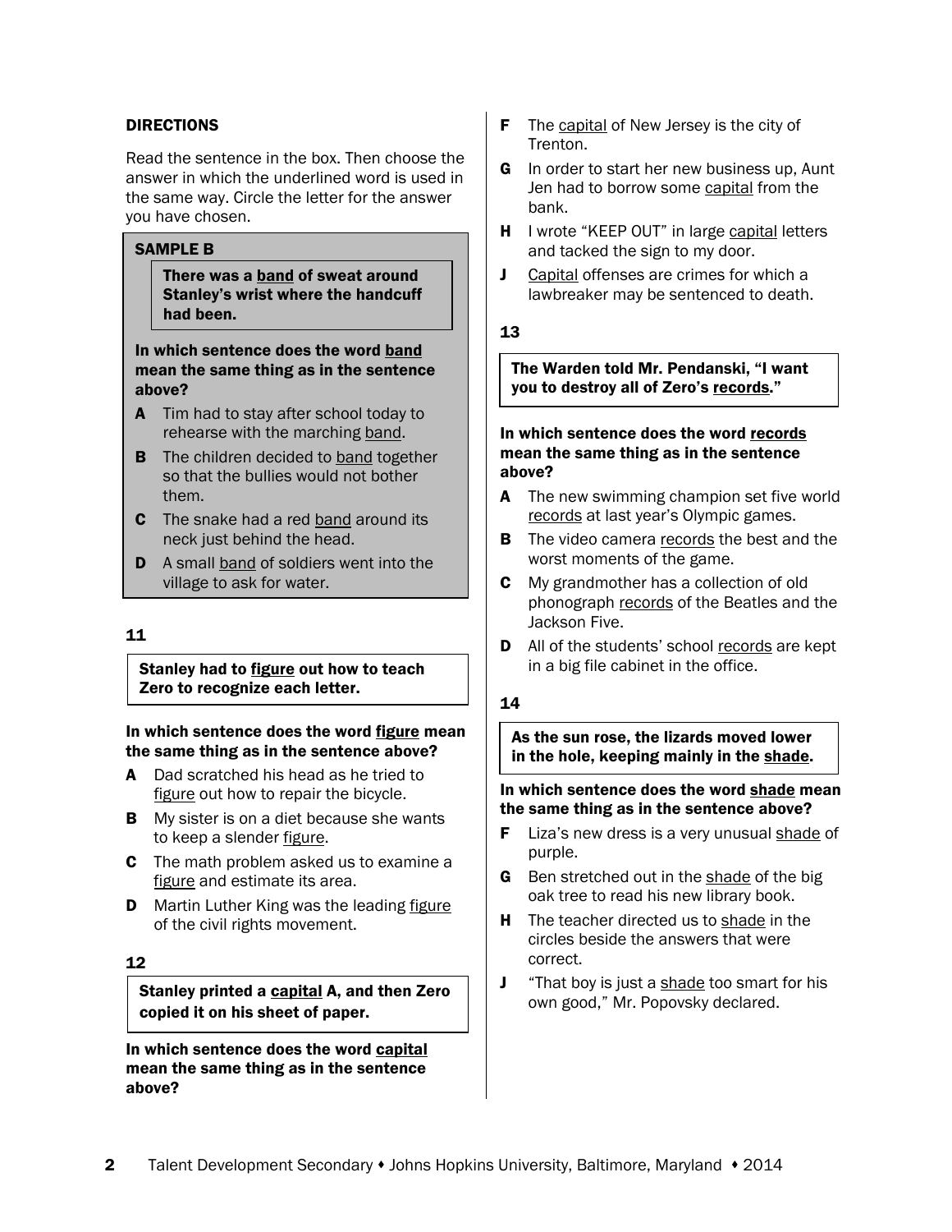**DIRECTIONS**

Read the sentence in the box. Then choose the answer in which the underlined word is used in the same way. Circle the letter for the answer you have chosen.

**SAMPLE B**

> **There was a <u>band</u> of sweat around Stanley's wrist where the handcuff had been.**

**In which sentence does the word <u>band</u> mean the same thing as in the sentence above?**

- **A** Tim had to stay after school today to rehearse with the marching <u>band</u>.
- **B** The children decided to <u>band</u> together so that the bullies would not bother them.
- **C** The snake had a red <u>band</u> around its neck just behind the head.
- **D** A small <u>band</u> of soldiers went into the village to ask for water.

**11**

> **Stanley had to <u>figure</u> out how to teach Zero to recognize each letter.**

**In which sentence does the word <u>figure</u> mean the same thing as in the sentence above?**

- **A** Dad scratched his head as he tried to <u>figure</u> out how to repair the bicycle.
- **B** My sister is on a diet because she wants to keep a slender <u>figure</u>.
- **C** The math problem asked us to examine a <u>figure</u> and estimate its area.
- **D** Martin Luther King was the leading <u>figure</u> of the civil rights movement.

**12**

> **Stanley printed a <u>capital</u> A, and then Zero copied it on his sheet of paper.**

**In which sentence does the word <u>capital</u> mean the same thing as in the sentence above?**

- **F** The <u>capital</u> of New Jersey is the city of Trenton.
- **G** In order to start her new business up, Aunt Jen had to borrow some <u>capital</u> from the bank.
- **H** I wrote "KEEP OUT" in large <u>capital</u> letters and tacked the sign to my door.
- **J** <u>Capital</u> offenses are crimes for which a lawbreaker may be sentenced to death.

**13**

> **The Warden told Mr. Pendanski, "I want you to destroy all of Zero's <u>records</u>."**

**In which sentence does the word <u>records</u> mean the same thing as in the sentence above?**

- **A** The new swimming champion set five world <u>records</u> at last year's Olympic games.
- **B** The video camera <u>records</u> the best and the worst moments of the game.
- **C** My grandmother has a collection of old phonograph <u>records</u> of the Beatles and the Jackson Five.
- **D** All of the students' school <u>records</u> are kept in a big file cabinet in the office.

**14**

> **As the sun rose, the lizards moved lower in the hole, keeping mainly in the <u>shade</u>.**

**In which sentence does the word <u>shade</u> mean the same thing as in the sentence above?**

- **F** Liza's new dress is a very unusual <u>shade</u> of purple.
- **G** Ben stretched out in the <u>shade</u> of the big oak tree to read his new library book.
- **H** The teacher directed us to <u>shade</u> in the circles beside the answers that were correct.
- **J** "That boy is just a <u>shade</u> too smart for his own good," Mr. Popovsky declared.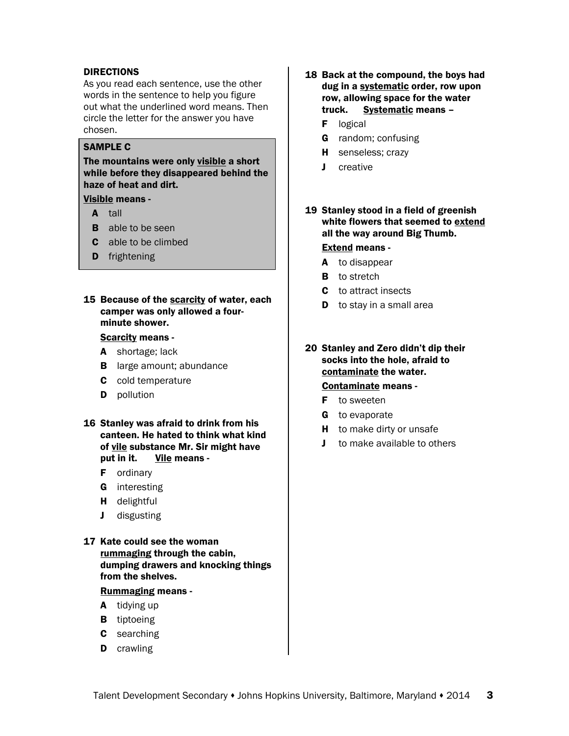**DIRECTIONS**
As you read each sentence, use the other words in the sentence to help you figure out what the underlined word means. Then circle the letter for the answer you have chosen.

**SAMPLE C**

**The mountains were only visible a short while before they disappeared behind the haze of heat and dirt.**

**Visible means -**

- **A** tall
- **B** able to be seen
- **C** able to be climbed
- **D** frightening

**15 Because of the scarcity of water, each camper was only allowed a four-minute shower.**

**Scarcity means -**

- **A** shortage; lack
- **B** large amount; abundance
- **C** cold temperature
- **D** pollution

**16 Stanley was afraid to drink from his canteen. He hated to think what kind of vile substance Mr. Sir might have put in it. Vile means -**

- **F** ordinary
- **G** interesting
- **H** delightful
- **J** disgusting

**17 Kate could see the woman rummaging through the cabin, dumping drawers and knocking things from the shelves.**

**Rummaging means -**

- **A** tidying up
- **B** tiptoeing
- **C** searching
- **D** crawling

**18 Back at the compound, the boys had dug in a systematic order, row upon row, allowing space for the water truck. Systematic means –**

- **F** logical
- **G** random; confusing
- **H** senseless; crazy
- **J** creative

**19 Stanley stood in a field of greenish white flowers that seemed to extend all the way around Big Thumb.**

**Extend means -**

- **A** to disappear
- **B** to stretch
- **C** to attract insects
- **D** to stay in a small area

**20 Stanley and Zero didn't dip their socks into the hole, afraid to contaminate the water.**

**Contaminate means -**

- **F** to sweeten
- **G** to evaporate
- **H** to make dirty or unsafe
- **J** to make available to others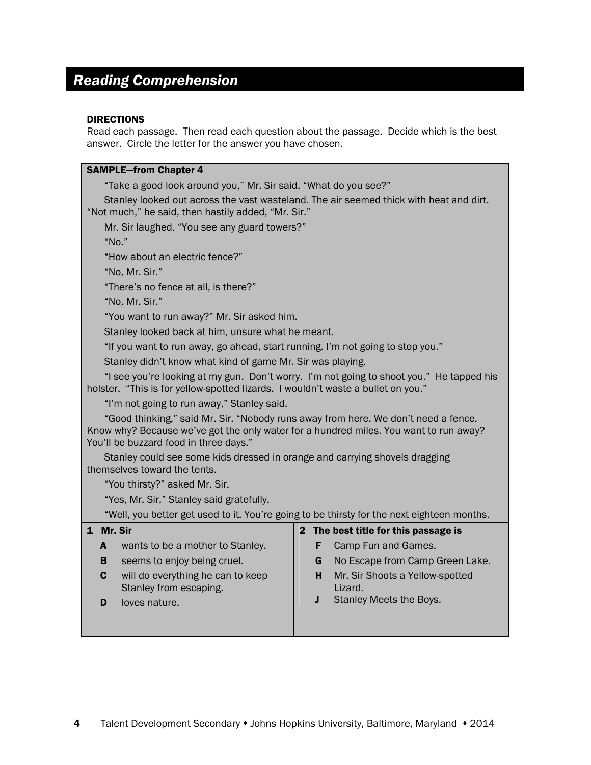# Reading Comprehension

**DIRECTIONS**
Read each passage. Then read each question about the passage. Decide which is the best answer. Circle the letter for the answer you have chosen.

**SAMPLE—from Chapter 4**

"Take a good look around you," Mr. Sir said. "What do you see?"

Stanley looked out across the vast wasteland. The air seemed thick with heat and dirt. "Not much," he said, then hastily added, "Mr. Sir."

Mr. Sir laughed. "You see any guard towers?"

"No."

"How about an electric fence?"

"No, Mr. Sir."

"There's no fence at all, is there?"

"No, Mr. Sir."

"You want to run away?" Mr. Sir asked him.

Stanley looked back at him, unsure what he meant.

"If you want to run away, go ahead, start running. I'm not going to stop you."

Stanley didn't know what kind of game Mr. Sir was playing.

"I see you're looking at my gun. Don't worry. I'm not going to shoot you." He tapped his holster. "This is for yellow-spotted lizards. I wouldn't waste a bullet on you."

"I'm not going to run away," Stanley said.

"Good thinking," said Mr. Sir. "Nobody runs away from here. We don't need a fence. Know why? Because we've got the only water for a hundred miles. You want to run away? You'll be buzzard food in three days."

Stanley could see some kids dressed in orange and carrying shovels dragging themselves toward the tents.

"You thirsty?" asked Mr. Sir.

"Yes, Mr. Sir," Stanley said gratefully.

"Well, you better get used to it. You're going to be thirsty for the next eighteen months.

**1 Mr. Sir**

- **A** wants to be a mother to Stanley.
- **B** seems to enjoy being cruel.
- **C** will do everything he can to keep Stanley from escaping.
- **D** loves nature.

**2 The best title for this passage is**

- **F** Camp Fun and Games.
- **G** No Escape from Camp Green Lake.
- **H** Mr. Sir Shoots a Yellow-spotted Lizard.
- **J** Stanley Meets the Boys.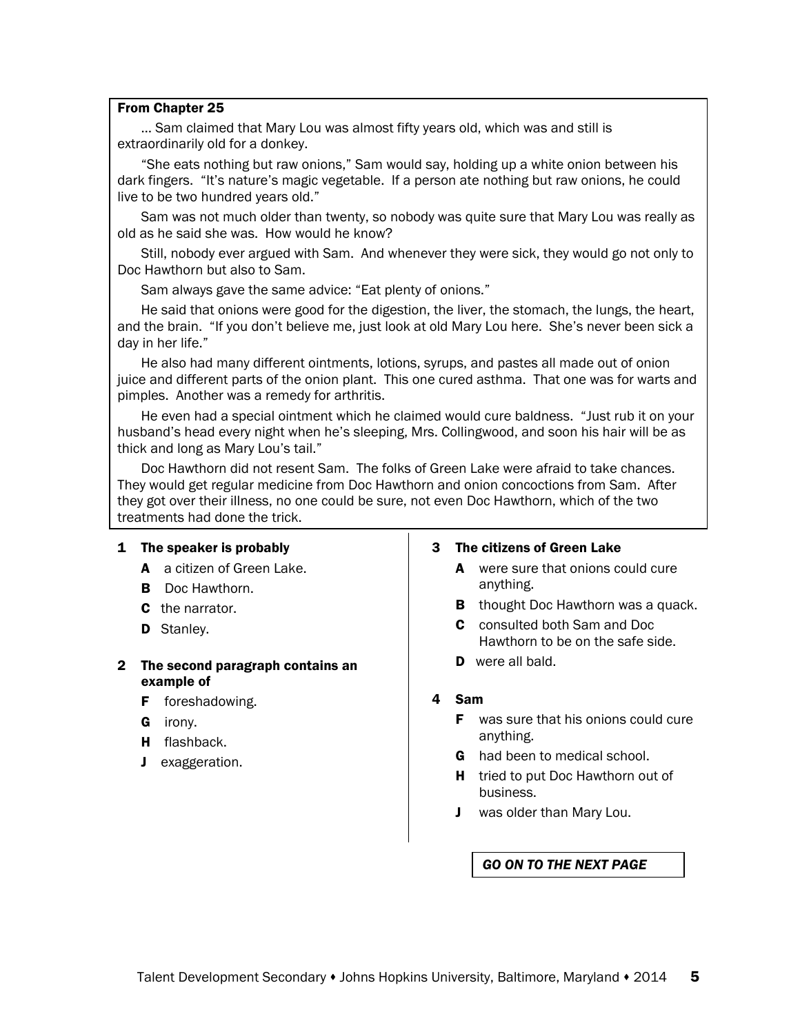**From Chapter 25**

… Sam claimed that Mary Lou was almost fifty years old, which was and still is extraordinarily old for a donkey.

"She eats nothing but raw onions," Sam would say, holding up a white onion between his dark fingers. "It's nature's magic vegetable. If a person ate nothing but raw onions, he could live to be two hundred years old."

Sam was not much older than twenty, so nobody was quite sure that Mary Lou was really as old as he said she was. How would he know?

Still, nobody ever argued with Sam. And whenever they were sick, they would go not only to Doc Hawthorn but also to Sam.

Sam always gave the same advice: "Eat plenty of onions."

He said that onions were good for the digestion, the liver, the stomach, the lungs, the heart, and the brain. "If you don't believe me, just look at old Mary Lou here. She's never been sick a day in her life."

He also had many different ointments, lotions, syrups, and pastes all made out of onion juice and different parts of the onion plant. This one cured asthma. That one was for warts and pimples. Another was a remedy for arthritis.

He even had a special ointment which he claimed would cure baldness. "Just rub it on your husband's head every night when he's sleeping, Mrs. Collingwood, and soon his hair will be as thick and long as Mary Lou's tail."

Doc Hawthorn did not resent Sam. The folks of Green Lake were afraid to take chances. They would get regular medicine from Doc Hawthorn and onion concoctions from Sam. After they got over their illness, no one could be sure, not even Doc Hawthorn, which of the two treatments had done the trick.

**1 The speaker is probably**

- **A** a citizen of Green Lake.
- **B** Doc Hawthorn.
- **C** the narrator.
- **D** Stanley.

**2 The second paragraph contains an example of**

- **F** foreshadowing.
- **G** irony.
- **H** flashback.
- **J** exaggeration.

**3 The citizens of Green Lake**

- **A** were sure that onions could cure anything.
- **B** thought Doc Hawthorn was a quack.
- **C** consulted both Sam and Doc Hawthorn to be on the safe side.
- **D** were all bald.

**4 Sam**

- **F** was sure that his onions could cure anything.
- **G** had been to medical school.
- **H** tried to put Doc Hawthorn out of business.
- **J** was older than Mary Lou.

*GO ON TO THE NEXT PAGE*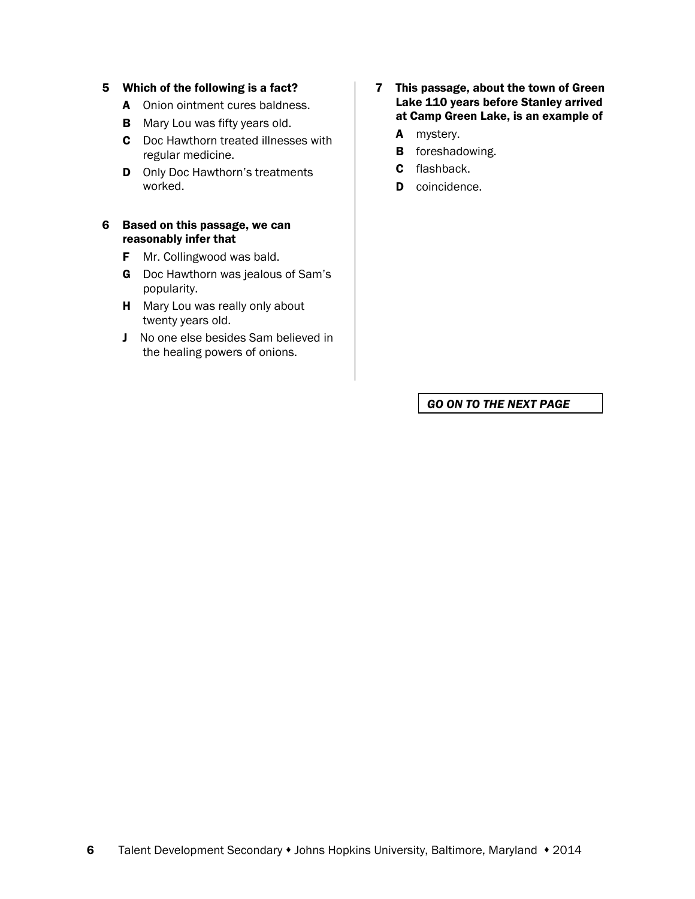**5 Which of the following is a fact?**

- **A** Onion ointment cures baldness.
- **B** Mary Lou was fifty years old.
- **C** Doc Hawthorn treated illnesses with regular medicine.
- **D** Only Doc Hawthorn's treatments worked.

**6 Based on this passage, we can reasonably infer that**

- **F** Mr. Collingwood was bald.
- **G** Doc Hawthorn was jealous of Sam's popularity.
- **H** Mary Lou was really only about twenty years old.
- **J** No one else besides Sam believed in the healing powers of onions.

**7 This passage, about the town of Green Lake 110 years before Stanley arrived at Camp Green Lake, is an example of**

- **A** mystery.
- **B** foreshadowing.
- **C** flashback.
- **D** coincidence.

*GO ON TO THE NEXT PAGE*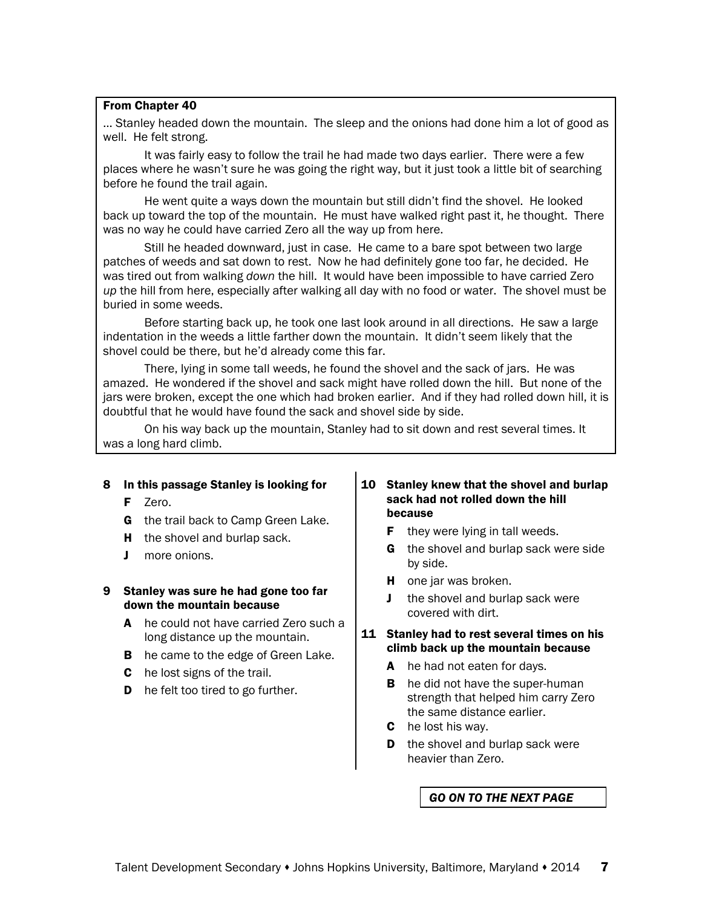**From Chapter 40**

… Stanley headed down the mountain. The sleep and the onions had done him a lot of good as well. He felt strong.

It was fairly easy to follow the trail he had made two days earlier. There were a few places where he wasn't sure he was going the right way, but it just took a little bit of searching before he found the trail again.

He went quite a ways down the mountain but still didn't find the shovel. He looked back up toward the top of the mountain. He must have walked right past it, he thought. There was no way he could have carried Zero all the way up from here.

Still he headed downward, just in case. He came to a bare spot between two large patches of weeds and sat down to rest. Now he had definitely gone too far, he decided. He was tired out from walking *down* the hill. It would have been impossible to have carried Zero *up* the hill from here, especially after walking all day with no food or water. The shovel must be buried in some weeds.

Before starting back up, he took one last look around in all directions. He saw a large indentation in the weeds a little farther down the mountain. It didn't seem likely that the shovel could be there, but he'd already come this far.

There, lying in some tall weeds, he found the shovel and the sack of jars. He was amazed. He wondered if the shovel and sack might have rolled down the hill. But none of the jars were broken, except the one which had broken earlier. And if they had rolled down hill, it is doubtful that he would have found the sack and shovel side by side.

On his way back up the mountain, Stanley had to sit down and rest several times. It was a long hard climb.

**8 In this passage Stanley is looking for**

- **F** Zero.
- **G** the trail back to Camp Green Lake.
- **H** the shovel and burlap sack.
- **J** more onions.

**9 Stanley was sure he had gone too far down the mountain because**

- **A** he could not have carried Zero such a long distance up the mountain.
- **B** he came to the edge of Green Lake.
- **C** he lost signs of the trail.
- **D** he felt too tired to go further.

**10 Stanley knew that the shovel and burlap sack had not rolled down the hill because**

- **F** they were lying in tall weeds.
- **G** the shovel and burlap sack were side by side.
- **H** one jar was broken.
- **J** the shovel and burlap sack were covered with dirt.

**11 Stanley had to rest several times on his climb back up the mountain because**

- **A** he had not eaten for days.
- **B** he did not have the super-human strength that helped him carry Zero the same distance earlier.
- **C** he lost his way.
- **D** the shovel and burlap sack were heavier than Zero.

*GO ON TO THE NEXT PAGE*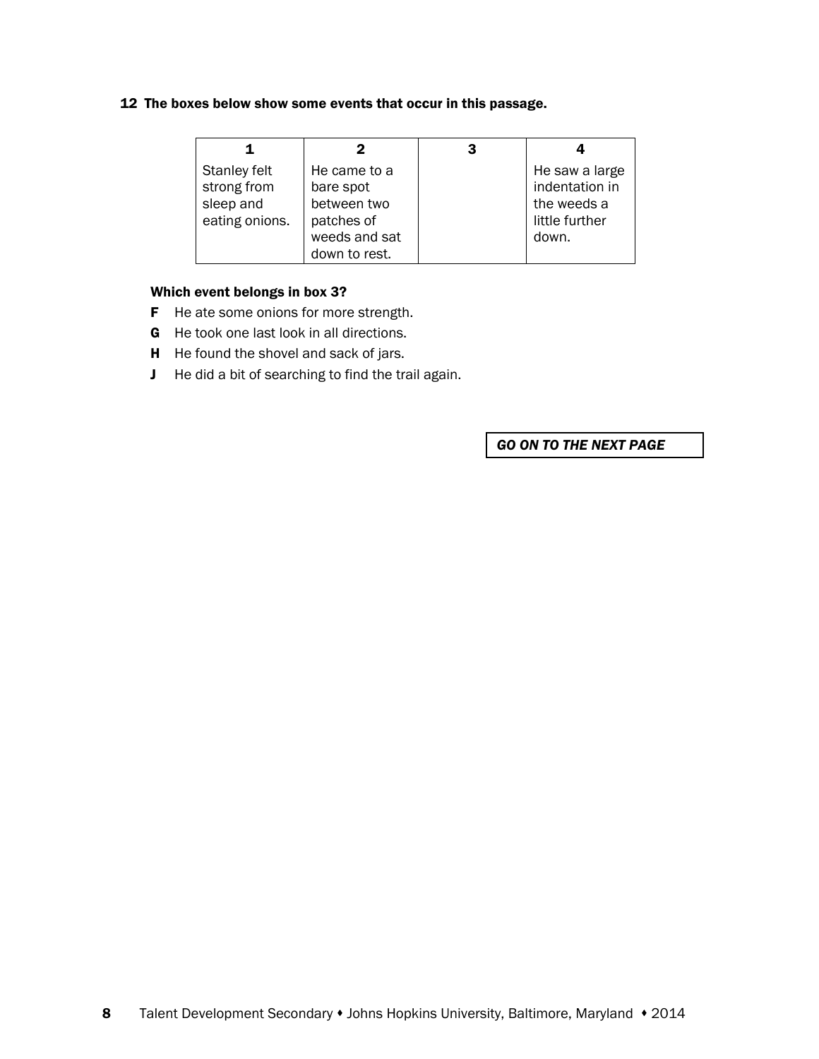**12 The boxes below show some events that occur in this passage.**

| 1 | 2 | 3 | 4 |
|---|---|---|---|
| Stanley felt strong from sleep and eating onions. | He came to a bare spot between two patches of weeds and sat down to rest. | | He saw a large indentation in the weeds a little further down. |

**Which event belongs in box 3?**

**F** He ate some onions for more strength.

**G** He took one last look in all directions.

**H** He found the shovel and sack of jars.

**J** He did a bit of searching to find the trail again.

*GO ON TO THE NEXT PAGE*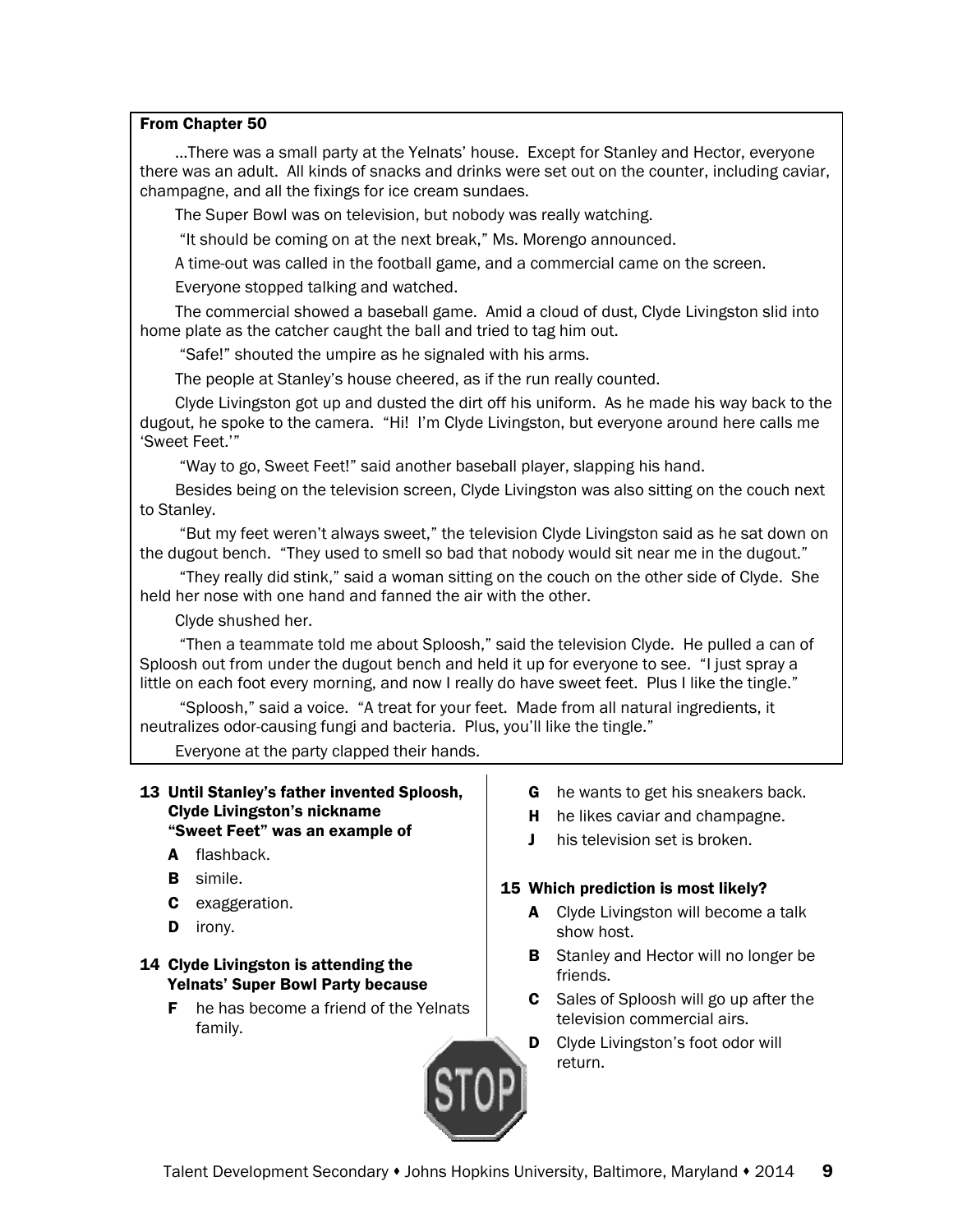**From Chapter 50**

...There was a small party at the Yelnats' house. Except for Stanley and Hector, everyone there was an adult. All kinds of snacks and drinks were set out on the counter, including caviar, champagne, and all the fixings for ice cream sundaes.

The Super Bowl was on television, but nobody was really watching.

"It should be coming on at the next break," Ms. Morengo announced.

A time-out was called in the football game, and a commercial came on the screen.

Everyone stopped talking and watched.

The commercial showed a baseball game. Amid a cloud of dust, Clyde Livingston slid into home plate as the catcher caught the ball and tried to tag him out.

"Safe!" shouted the umpire as he signaled with his arms.

The people at Stanley's house cheered, as if the run really counted.

Clyde Livingston got up and dusted the dirt off his uniform. As he made his way back to the dugout, he spoke to the camera. "Hi! I'm Clyde Livingston, but everyone around here calls me 'Sweet Feet.'"

"Way to go, Sweet Feet!" said another baseball player, slapping his hand.

Besides being on the television screen, Clyde Livingston was also sitting on the couch next to Stanley.

"But my feet weren't always sweet," the television Clyde Livingston said as he sat down on the dugout bench. "They used to smell so bad that nobody would sit near me in the dugout."

"They really did stink," said a woman sitting on the couch on the other side of Clyde. She held her nose with one hand and fanned the air with the other.

Clyde shushed her.

"Then a teammate told me about Sploosh," said the television Clyde. He pulled a can of Sploosh out from under the dugout bench and held it up for everyone to see. "I just spray a little on each foot every morning, and now I really do have sweet feet. Plus I like the tingle."

"Sploosh," said a voice. "A treat for your feet. Made from all natural ingredients, it neutralizes odor-causing fungi and bacteria. Plus, you'll like the tingle."

Everyone at the party clapped their hands.

**13 Until Stanley's father invented Sploosh, Clyde Livingston's nickname "Sweet Feet" was an example of**

- **A** flashback.
- **B** simile.
- **C** exaggeration.
- **D** irony.

**14 Clyde Livingston is attending the Yelnats' Super Bowl Party because**

- **F** he has become a friend of the Yelnats family.
- **G** he wants to get his sneakers back.
- **H** he likes caviar and champagne.
- **J** his television set is broken.

**15 Which prediction is most likely?**

- **A** Clyde Livingston will become a talk show host.
- **B** Stanley and Hector will no longer be friends.
- **C** Sales of Sploosh will go up after the television commercial airs.
- **D** Clyde Livingston's foot odor will return.

STOP